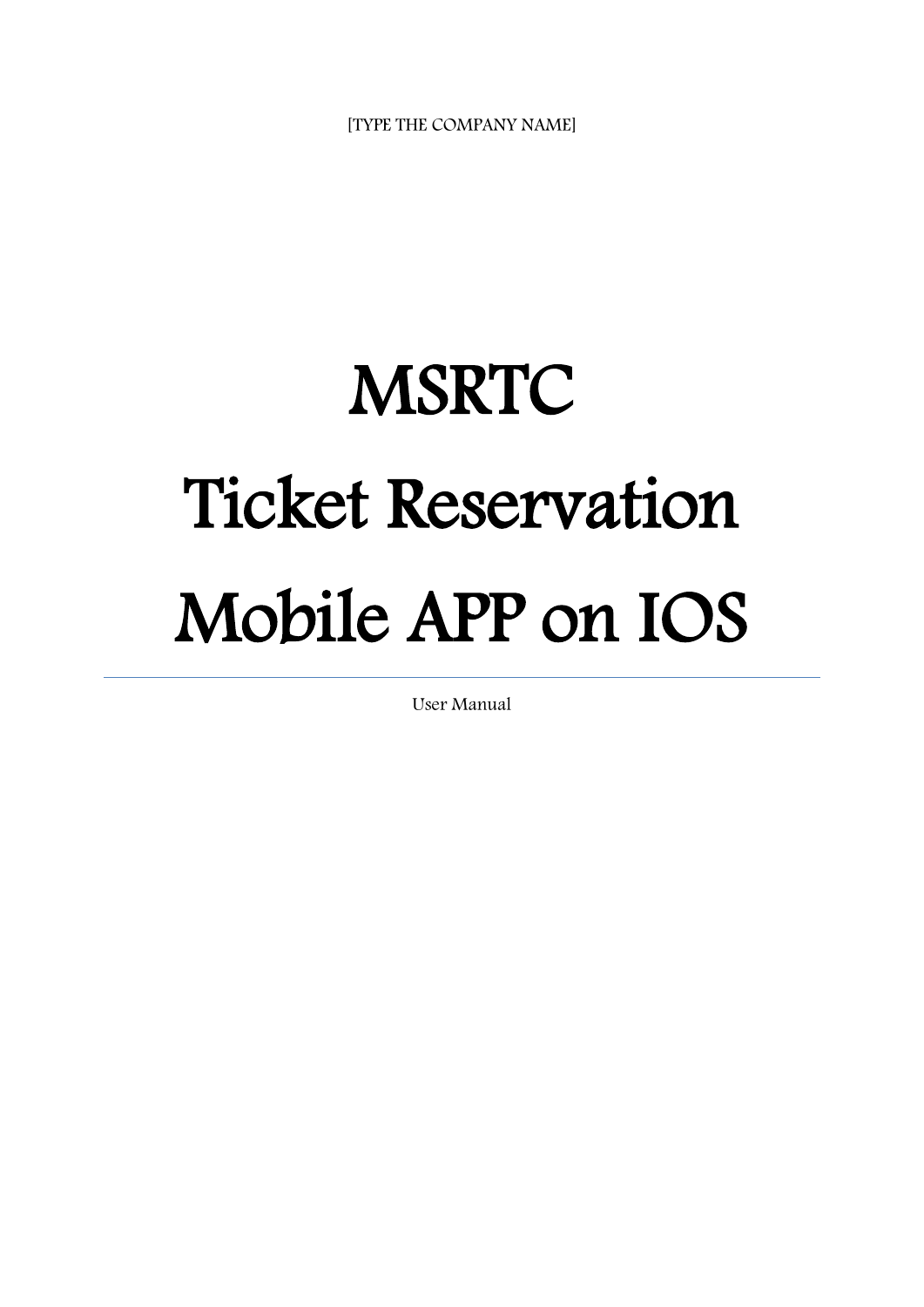[TYPE THE COMPANY NAME]

# MSRTC
# Ticket Reservation
# Mobile APP on IOS

---

User Manual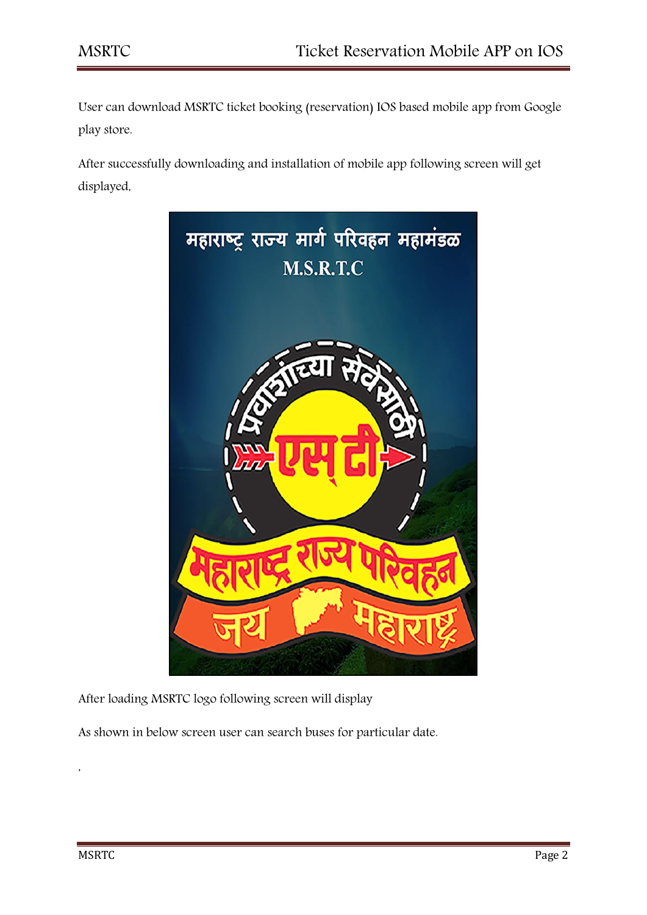User can download MSRTC ticket booking (reservation) IOS based mobile app from Google play store.

After successfully downloading and installation of mobile app following screen will get displayed,

After loading MSRTC logo following screen will display

As shown in below screen user can search buses for particular date.

,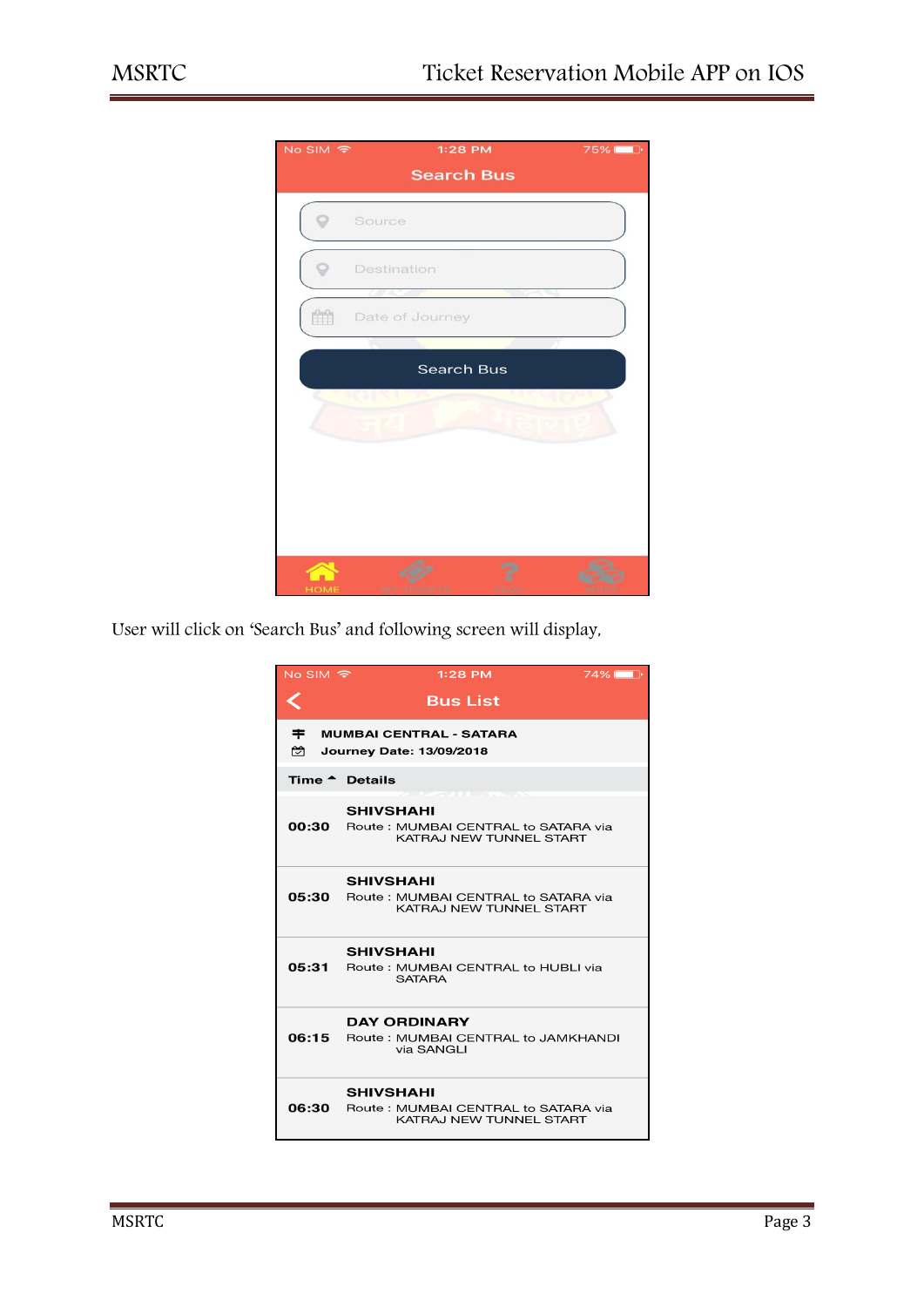No SIM 1:28 PM 75%

**Search Bus**

Source

Destination

Date of Journey

Search Bus

HOME

User will click on 'Search Bus' and following screen will display,

No SIM 1:28 PM 74%

**Bus List**

**MUMBAI CENTRAL - SATARA**

**Journey Date: 13/09/2018**

| Time | Details |
|---|---|
| 00:30 | **SHIVSHAHI** Route : MUMBAI CENTRAL to SATARA via KATRAJ NEW TUNNEL START |
| 05:30 | **SHIVSHAHI** Route : MUMBAI CENTRAL to SATARA via KATRAJ NEW TUNNEL START |
| 05:31 | **SHIVSHAHI** Route : MUMBAI CENTRAL to HUBLI via SATARA |
| 06:15 | **DAY ORDINARY** Route : MUMBAI CENTRAL to JAMKHANDI via SANGLI |
| 06:30 | **SHIVSHAHI** Route : MUMBAI CENTRAL to SATARA via KATRAJ NEW TUNNEL START |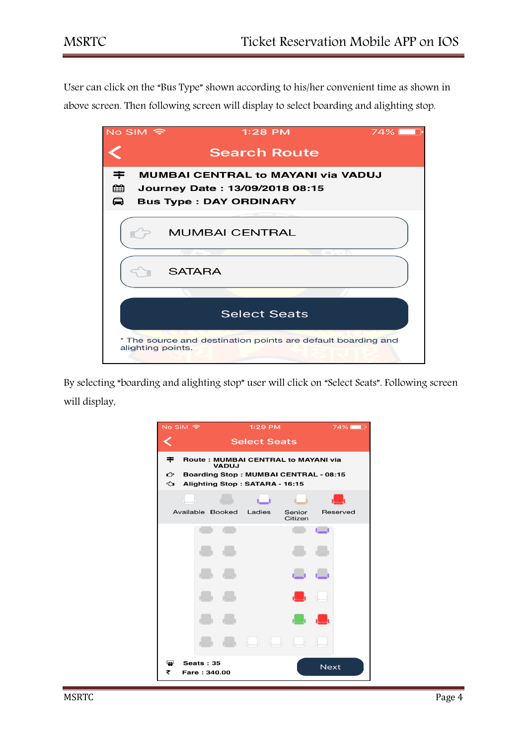User can click on the "Bus Type" shown according to his/her convenient time as shown in above screen. Then following screen will display to select boarding and alighting stop.

No SIM 1:28 PM 74%

Search Route

MUMBAI CENTRAL to MAYANI via VADUJ

Journey Date : 13/09/2018 08:15

Bus Type : DAY ORDINARY

MUMBAI CENTRAL

SATARA

Select Seats

* The source and destination points are default boarding and alighting points.

By selecting "boarding and alighting stop" user will click on "Select Seats". Following screen will display,

No SIM 1:29 PM 74%

Select Seats

Route : MUMBAI CENTRAL to MAYANI via VADUJ

Boarding Stop : MUMBAI CENTRAL - 08:15

Alighting Stop : SATARA - 16:15

Available Booked Ladies Senior Citizen Reserved

Seats : 35

Fare : 340.00

Next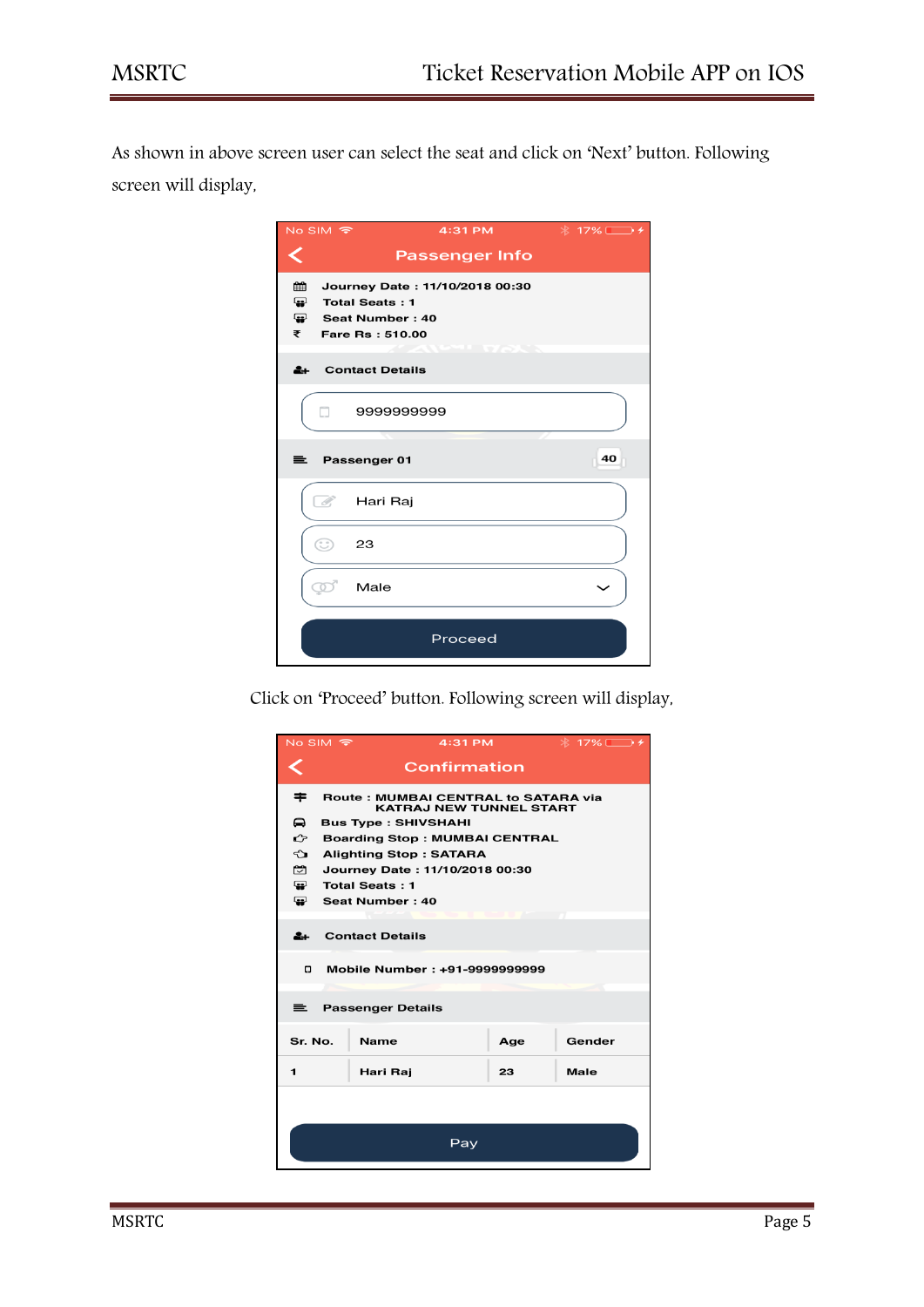As shown in above screen user can select the seat and click on 'Next' button. Following screen will display,

No SIM 4:31 PM 17%

**Passenger Info**

Journey Date : 11/10/2018 00:30
Total Seats : 1
Seat Number : 40
Fare Rs : 510.00

**Contact Details**

9999999999

**Passenger 01** 40

Hari Raj

23

Male

Proceed

Click on 'Proceed' button. Following screen will display,

No SIM 4:31 PM 17%

**Confirmation**

Route : MUMBAI CENTRAL to SATARA via KATRAJ NEW TUNNEL START
Bus Type : SHIVSHAHI
Boarding Stop : MUMBAI CENTRAL
Alighting Stop : SATARA
Journey Date : 11/10/2018 00:30
Total Seats : 1
Seat Number : 40

**Contact Details**

Mobile Number : +91-9999999999

**Passenger Details**

| Sr. No. | Name | Age | Gender |
| --- | --- | --- | --- |
| 1 | Hari Raj | 23 | Male |

Pay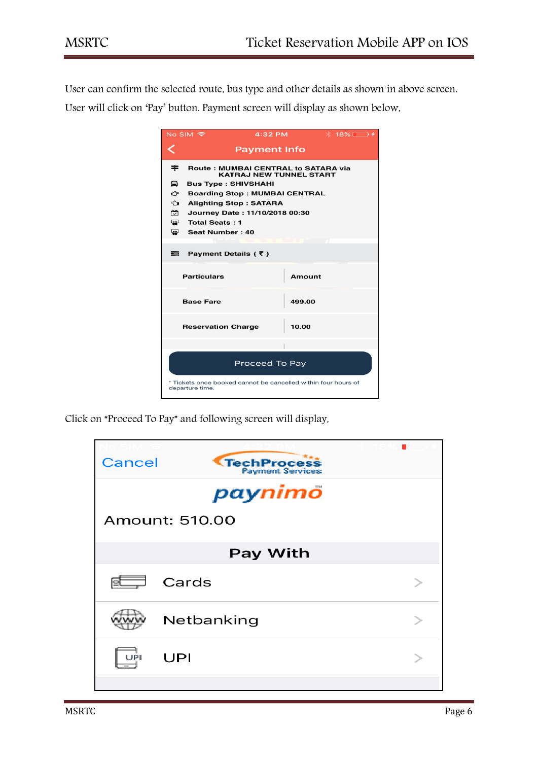User can confirm the selected route, bus type and other details as shown in above screen. User will click on 'Pay' button. Payment screen will display as shown below,

No SIM 4:32 PM 18%

**Payment Info**

Route : MUMBAI CENTRAL to SATARA via KATRAJ NEW TUNNEL START
Bus Type : SHIVSHAHI
Boarding Stop : MUMBAI CENTRAL
Alighting Stop : SATARA
Journey Date : 11/10/2018 00:30
Total Seats : 1
Seat Number : 40

Payment Details ( ₹ )

| Particulars | Amount |
|---|---|
| Base Fare | 499.00 |
| Reservation Charge | 10.00 |

Proceed To Pay

\* Tickets once booked cannot be cancelled within four hours of departure time.

Click on "Proceed To Pay" and following screen will display,

Cancel TechProcess Payment Services

paynimo

Amount: 510.00

**Pay With**

- Cards
- Netbanking
- UPI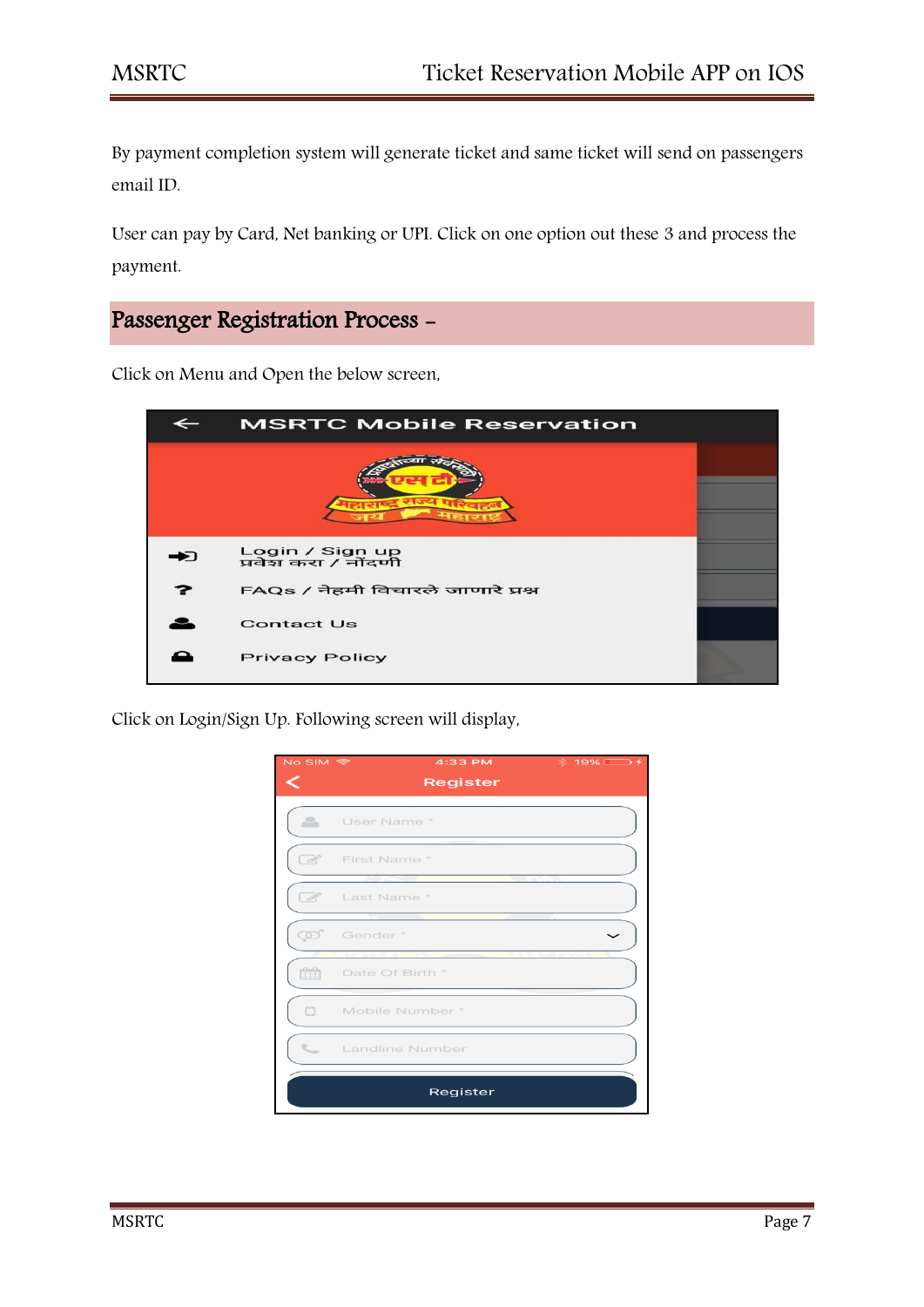By payment completion system will generate ticket and same ticket will send on passengers email ID.

User can pay by Card, Net banking or UPI. Click on one option out these 3 and process the payment.

## Passenger Registration Process –

Click on Menu and Open the below screen,

Click on Login/Sign Up. Following screen will display,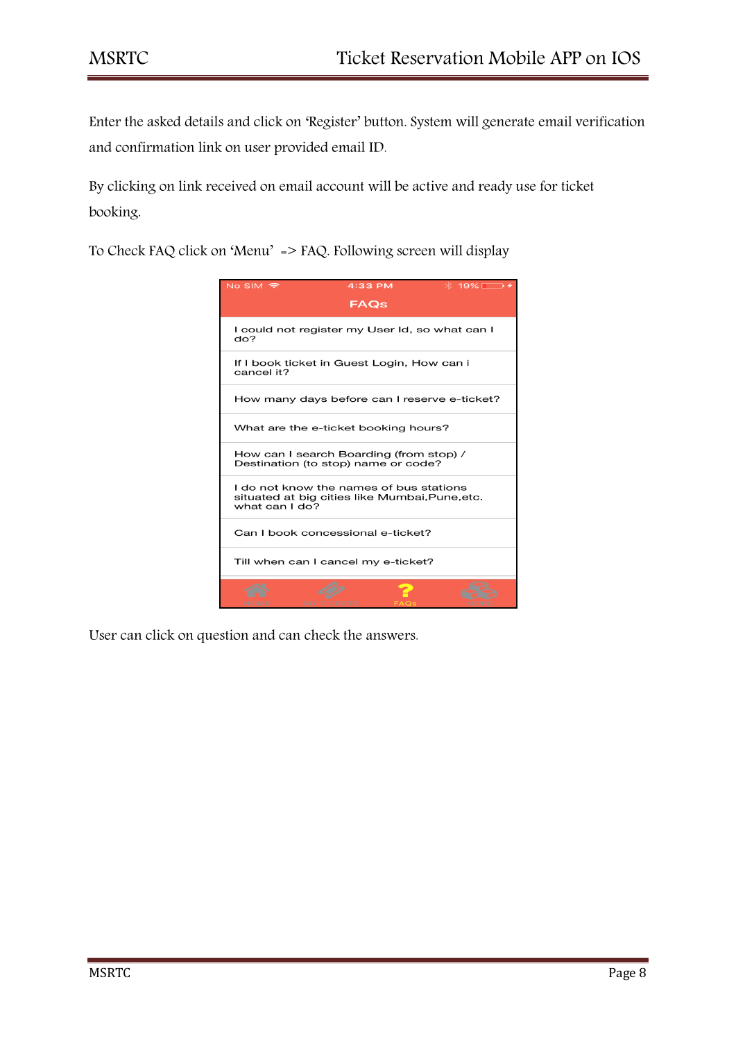Enter the asked details and click on 'Register' button. System will generate email verification and confirmation link on user provided email ID.

By clicking on link received on email account will be active and ready use for ticket booking.

To Check FAQ click on 'Menu' => FAQ. Following screen will display

No SIM 4:33 PM 19%

FAQs

I could not register my User Id, so what can I do?

If I book ticket in Guest Login, How can i cancel it?

How many days before can I reserve e-ticket?

What are the e-ticket booking hours?

How can I search Boarding (from stop) / Destination (to stop) name or code?

I do not know the names of bus stations situated at big cities like Mumbai,Pune,etc. what can I do?

Can I book concessional e-ticket?

Till when can I cancel my e-ticket?

FAQs

User can click on question and can check the answers.